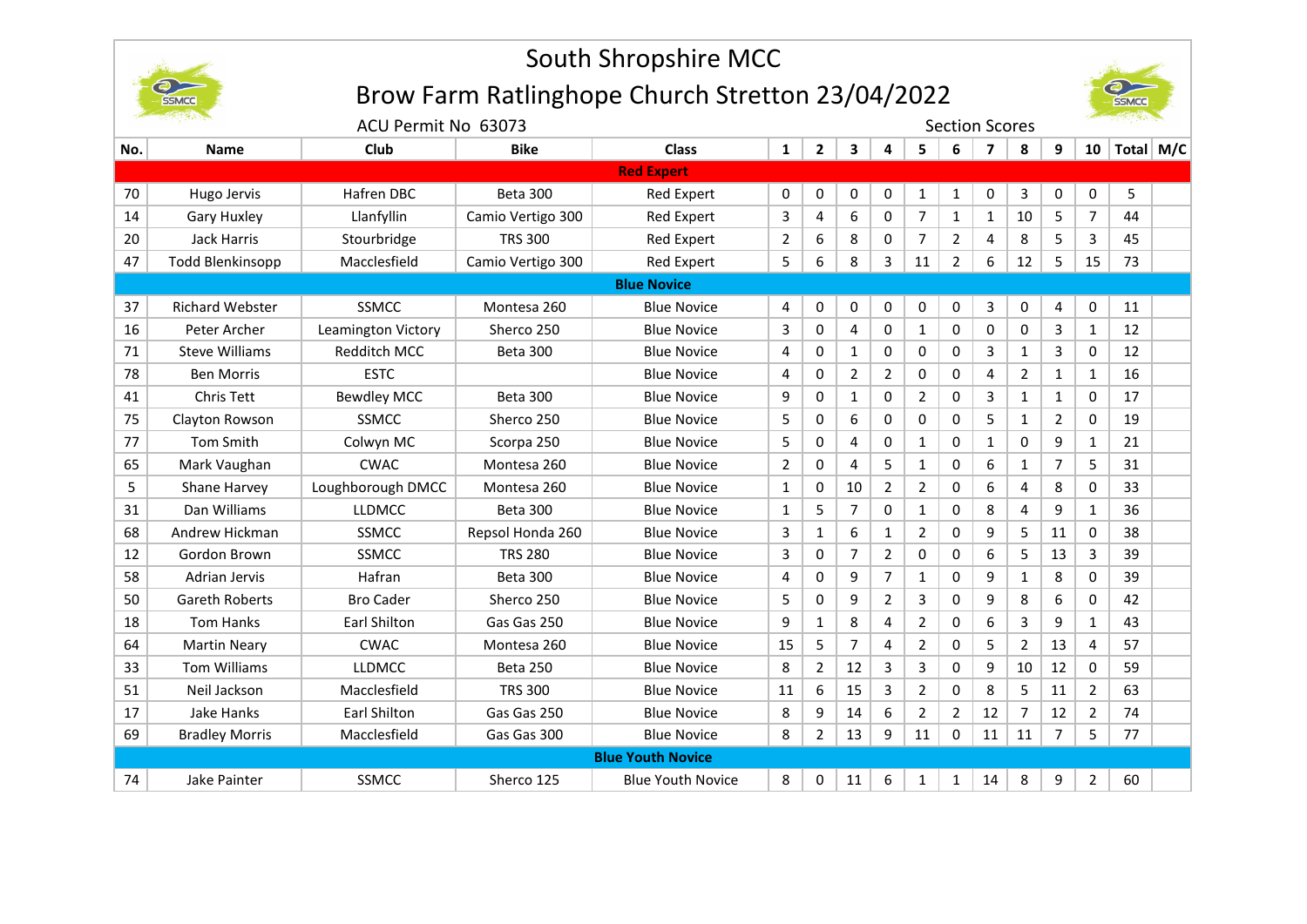# South Shropshire MCC

## Brow Farm Ratlinghope Church Stretton 23/04/2022

ACU Permit No 63073

Section Scores

| No. | Name | Club | Bike | Class | 1 | 2 | 3 | 4 | 5 | 6 | 7 | 8 | 9 | 10 | Total | M/C |
|---|---|---|---|---|---|---|---|---|---|---|---|---|---|---|---|---|
| | | | | **Red Expert** | | | | | | | | | | | | |
| 70 | Hugo Jervis | Hafren DBC | Beta 300 | Red Expert | 0 | 0 | 0 | 0 | 1 | 1 | 0 | 3 | 0 | 0 | 5 | |
| 14 | Gary Huxley | Llanfyllin | Camio Vertigo 300 | Red Expert | 3 | 4 | 6 | 0 | 7 | 1 | 1 | 10 | 5 | 7 | 44 | |
| 20 | Jack Harris | Stourbridge | TRS 300 | Red Expert | 2 | 6 | 8 | 0 | 7 | 2 | 4 | 8 | 5 | 3 | 45 | |
| 47 | Todd Blenkinsopp | Macclesfield | Camio Vertigo 300 | Red Expert | 5 | 6 | 8 | 3 | 11 | 2 | 6 | 12 | 5 | 15 | 73 | |
| | | | | **Blue Novice** | | | | | | | | | | | | |
| 37 | Richard Webster | SSMCC | Montesa 260 | Blue Novice | 4 | 0 | 0 | 0 | 0 | 0 | 3 | 0 | 4 | 0 | 11 | |
| 16 | Peter Archer | Leamington Victory | Sherco 250 | Blue Novice | 3 | 0 | 4 | 0 | 1 | 0 | 0 | 0 | 3 | 1 | 12 | |
| 71 | Steve Williams | Redditch MCC | Beta 300 | Blue Novice | 4 | 0 | 1 | 0 | 0 | 0 | 3 | 1 | 3 | 0 | 12 | |
| 78 | Ben Morris | ESTC | | Blue Novice | 4 | 0 | 2 | 2 | 0 | 0 | 4 | 2 | 1 | 1 | 16 | |
| 41 | Chris Tett | Bewdley MCC | Beta 300 | Blue Novice | 9 | 0 | 1 | 0 | 2 | 0 | 3 | 1 | 1 | 0 | 17 | |
| 75 | Clayton Rowson | SSMCC | Sherco 250 | Blue Novice | 5 | 0 | 6 | 0 | 0 | 0 | 5 | 1 | 2 | 0 | 19 | |
| 77 | Tom Smith | Colwyn MC | Scorpa 250 | Blue Novice | 5 | 0 | 4 | 0 | 1 | 0 | 1 | 0 | 9 | 1 | 21 | |
| 65 | Mark Vaughan | CWAC | Montesa 260 | Blue Novice | 2 | 0 | 4 | 5 | 1 | 0 | 6 | 1 | 7 | 5 | 31 | |
| 5 | Shane Harvey | Loughborough DMCC | Montesa 260 | Blue Novice | 1 | 0 | 10 | 2 | 2 | 0 | 6 | 4 | 8 | 0 | 33 | |
| 31 | Dan Williams | LLDMCC | Beta 300 | Blue Novice | 1 | 5 | 7 | 0 | 1 | 0 | 8 | 4 | 9 | 1 | 36 | |
| 68 | Andrew Hickman | SSMCC | Repsol Honda 260 | Blue Novice | 3 | 1 | 6 | 1 | 2 | 0 | 9 | 5 | 11 | 0 | 38 | |
| 12 | Gordon Brown | SSMCC | TRS 280 | Blue Novice | 3 | 0 | 7 | 2 | 0 | 0 | 6 | 5 | 13 | 3 | 39 | |
| 58 | Adrian Jervis | Hafran | Beta 300 | Blue Novice | 4 | 0 | 9 | 7 | 1 | 0 | 9 | 1 | 8 | 0 | 39 | |
| 50 | Gareth Roberts | Bro Cader | Sherco 250 | Blue Novice | 5 | 0 | 9 | 2 | 3 | 0 | 9 | 8 | 6 | 0 | 42 | |
| 18 | Tom Hanks | Earl Shilton | Gas Gas 250 | Blue Novice | 9 | 1 | 8 | 4 | 2 | 0 | 6 | 3 | 9 | 1 | 43 | |
| 64 | Martin Neary | CWAC | Montesa 260 | Blue Novice | 15 | 5 | 7 | 4 | 2 | 0 | 5 | 2 | 13 | 4 | 57 | |
| 33 | Tom Williams | LLDMCC | Beta 250 | Blue Novice | 8 | 2 | 12 | 3 | 3 | 0 | 9 | 10 | 12 | 0 | 59 | |
| 51 | Neil Jackson | Macclesfield | TRS 300 | Blue Novice | 11 | 6 | 15 | 3 | 2 | 0 | 8 | 5 | 11 | 2 | 63 | |
| 17 | Jake Hanks | Earl Shilton | Gas Gas 250 | Blue Novice | 8 | 9 | 14 | 6 | 2 | 2 | 12 | 7 | 12 | 2 | 74 | |
| 69 | Bradley Morris | Macclesfield | Gas Gas 300 | Blue Novice | 8 | 2 | 13 | 9 | 11 | 0 | 11 | 11 | 7 | 5 | 77 | |
| | | | | **Blue Youth Novice** | | | | | | | | | | | | |
| 74 | Jake Painter | SSMCC | Sherco 125 | Blue Youth Novice | 8 | 0 | 11 | 6 | 1 | 1 | 14 | 8 | 9 | 2 | 60 | |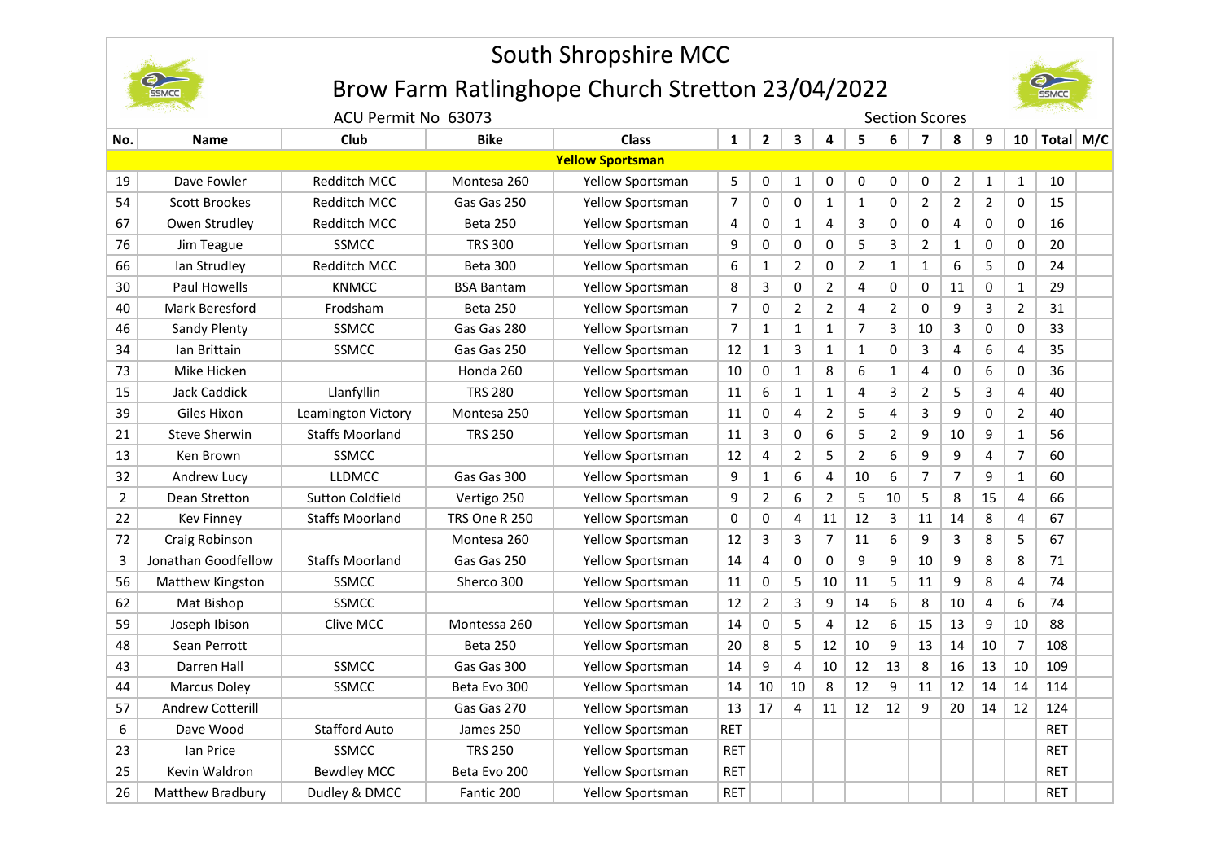# South Shropshire MCC

## Brow Farm Ratlinghope Church Stretton 23/04/2022

ACU Permit No 63073

Section Scores

| No. | Name | Club | Bike | Class | 1 | 2 | 3 | 4 | 5 | 6 | 7 | 8 | 9 | 10 | Total | M/C |
|---|---|---|---|---|---|---|---|---|---|---|---|---|---|---|---|---|
| | | | | **Yellow Sportsman** | | | | | | | | | | | | |
| 19 | Dave Fowler | Redditch MCC | Montesa 260 | Yellow Sportsman | 5 | 0 | 1 | 0 | 0 | 0 | 0 | 2 | 1 | 1 | 10 | |
| 54 | Scott Brookes | Redditch MCC | Gas Gas 250 | Yellow Sportsman | 7 | 0 | 0 | 1 | 1 | 0 | 2 | 2 | 2 | 0 | 15 | |
| 67 | Owen Strudley | Redditch MCC | Beta 250 | Yellow Sportsman | 4 | 0 | 1 | 4 | 3 | 0 | 0 | 4 | 0 | 0 | 16 | |
| 76 | Jim Teague | SSMCC | TRS 300 | Yellow Sportsman | 9 | 0 | 0 | 0 | 5 | 3 | 2 | 1 | 0 | 0 | 20 | |
| 66 | Ian Strudley | Redditch MCC | Beta 300 | Yellow Sportsman | 6 | 1 | 2 | 0 | 2 | 1 | 1 | 6 | 5 | 0 | 24 | |
| 30 | Paul Howells | KNMCC | BSA Bantam | Yellow Sportsman | 8 | 3 | 0 | 2 | 4 | 0 | 0 | 11 | 0 | 1 | 29 | |
| 40 | Mark Beresford | Frodsham | Beta 250 | Yellow Sportsman | 7 | 0 | 2 | 2 | 4 | 2 | 0 | 9 | 3 | 2 | 31 | |
| 46 | Sandy Plenty | SSMCC | Gas Gas 280 | Yellow Sportsman | 7 | 1 | 1 | 1 | 7 | 3 | 10 | 3 | 0 | 0 | 33 | |
| 34 | Ian Brittain | SSMCC | Gas Gas 250 | Yellow Sportsman | 12 | 1 | 3 | 1 | 1 | 0 | 3 | 4 | 6 | 4 | 35 | |
| 73 | Mike Hicken | | Honda 260 | Yellow Sportsman | 10 | 0 | 1 | 8 | 6 | 1 | 4 | 0 | 6 | 0 | 36 | |
| 15 | Jack Caddick | Llanfyllin | TRS 280 | Yellow Sportsman | 11 | 6 | 1 | 1 | 4 | 3 | 2 | 5 | 3 | 4 | 40 | |
| 39 | Giles Hixon | Leamington Victory | Montesa 250 | Yellow Sportsman | 11 | 0 | 4 | 2 | 5 | 4 | 3 | 9 | 0 | 2 | 40 | |
| 21 | Steve Sherwin | Staffs Moorland | TRS 250 | Yellow Sportsman | 11 | 3 | 0 | 6 | 5 | 2 | 9 | 10 | 9 | 1 | 56 | |
| 13 | Ken Brown | SSMCC | | Yellow Sportsman | 12 | 4 | 2 | 5 | 2 | 6 | 9 | 9 | 4 | 7 | 60 | |
| 32 | Andrew Lucy | LLDMCC | Gas Gas 300 | Yellow Sportsman | 9 | 1 | 6 | 4 | 10 | 6 | 7 | 7 | 9 | 1 | 60 | |
| 2 | Dean Stretton | Sutton Coldfield | Vertigo 250 | Yellow Sportsman | 9 | 2 | 6 | 2 | 5 | 10 | 5 | 8 | 15 | 4 | 66 | |
| 22 | Kev Finney | Staffs Moorland | TRS One R 250 | Yellow Sportsman | 0 | 0 | 4 | 11 | 12 | 3 | 11 | 14 | 8 | 4 | 67 | |
| 72 | Craig Robinson | | Montesa 260 | Yellow Sportsman | 12 | 3 | 3 | 7 | 11 | 6 | 9 | 3 | 8 | 5 | 67 | |
| 3 | Jonathan Goodfellow | Staffs Moorland | Gas Gas 250 | Yellow Sportsman | 14 | 4 | 0 | 0 | 9 | 9 | 10 | 9 | 8 | 8 | 71 | |
| 56 | Matthew Kingston | SSMCC | Sherco 300 | Yellow Sportsman | 11 | 0 | 5 | 10 | 11 | 5 | 11 | 9 | 8 | 4 | 74 | |
| 62 | Mat Bishop | SSMCC | | Yellow Sportsman | 12 | 2 | 3 | 9 | 14 | 6 | 8 | 10 | 4 | 6 | 74 | |
| 59 | Joseph Ibison | Clive MCC | Montessa 260 | Yellow Sportsman | 14 | 0 | 5 | 4 | 12 | 6 | 15 | 13 | 9 | 10 | 88 | |
| 48 | Sean Perrott | | Beta 250 | Yellow Sportsman | 20 | 8 | 5 | 12 | 10 | 9 | 13 | 14 | 10 | 7 | 108 | |
| 43 | Darren Hall | SSMCC | Gas Gas 300 | Yellow Sportsman | 14 | 9 | 4 | 10 | 12 | 13 | 8 | 16 | 13 | 10 | 109 | |
| 44 | Marcus Doley | SSMCC | Beta Evo 300 | Yellow Sportsman | 14 | 10 | 10 | 8 | 12 | 9 | 11 | 12 | 14 | 14 | 114 | |
| 57 | Andrew Cotterill | | Gas Gas 270 | Yellow Sportsman | 13 | 17 | 4 | 11 | 12 | 12 | 9 | 20 | 14 | 12 | 124 | |
| 6 | Dave Wood | Stafford Auto | James 250 | Yellow Sportsman | RET | | | | | | | | | | RET | |
| 23 | Ian Price | SSMCC | TRS 250 | Yellow Sportsman | RET | | | | | | | | | | RET | |
| 25 | Kevin Waldron | Bewdley MCC | Beta Evo 200 | Yellow Sportsman | RET | | | | | | | | | | RET | |
| 26 | Matthew Bradbury | Dudley & DMCC | Fantic 200 | Yellow Sportsman | RET | | | | | | | | | | RET | |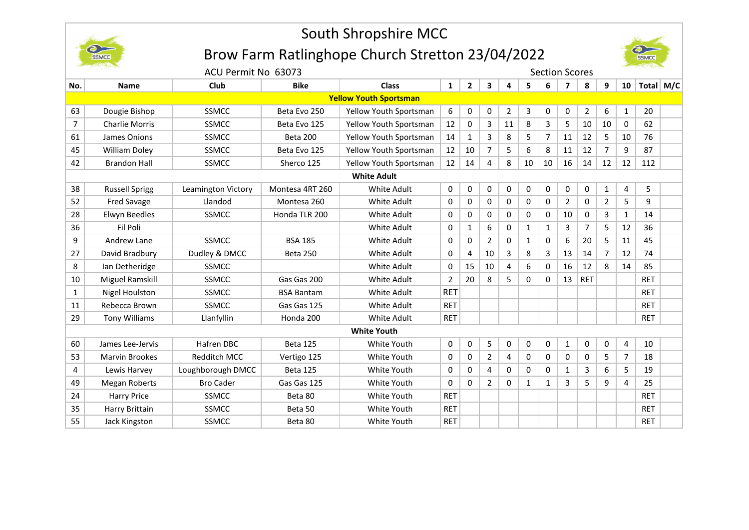# South Shropshire MCC

## Brow Farm Ratlinghope Church Stretton 23/04/2022

ACU Permit No 63073

Section Scores

| No. | Name | Club | Bike | Class | 1 | 2 | 3 | 4 | 5 | 6 | 7 | 8 | 9 | 10 | Total | M/C |
|---|---|---|---|---|---|---|---|---|---|---|---|---|---|---|---|---|
| **Yellow Youth Sportsman** | | | | | | | | | | | | | | | | |
| 63 | Dougie Bishop | SSMCC | Beta Evo 250 | Yellow Youth Sportsman | 6 | 0 | 0 | 2 | 3 | 0 | 0 | 2 | 6 | 1 | 20 | |
| 7 | Charlie Morris | SSMCC | Beta Evo 125 | Yellow Youth Sportsman | 12 | 0 | 3 | 11 | 8 | 3 | 5 | 10 | 10 | 0 | 62 | |
| 61 | James Onions | SSMCC | Beta 200 | Yellow Youth Sportsman | 14 | 1 | 3 | 8 | 5 | 7 | 11 | 12 | 5 | 10 | 76 | |
| 45 | William Doley | SSMCC | Beta Evo 125 | Yellow Youth Sportsman | 12 | 10 | 7 | 5 | 6 | 8 | 11 | 12 | 7 | 9 | 87 | |
| 42 | Brandon Hall | SSMCC | Sherco 125 | Yellow Youth Sportsman | 12 | 14 | 4 | 8 | 10 | 10 | 16 | 14 | 12 | 12 | 112 | |
| **White Adult** | | | | | | | | | | | | | | | | |
| 38 | Russell Sprigg | Leamington Victory | Montesa 4RT 260 | White Adult | 0 | 0 | 0 | 0 | 0 | 0 | 0 | 0 | 1 | 4 | 5 | |
| 52 | Fred Savage | Llandod | Montesa 260 | White Adult | 0 | 0 | 0 | 0 | 0 | 0 | 2 | 0 | 2 | 5 | 9 | |
| 28 | Elwyn Beedles | SSMCC | Honda TLR 200 | White Adult | 0 | 0 | 0 | 0 | 0 | 0 | 10 | 0 | 3 | 1 | 14 | |
| 36 | Fil Poli | | | White Adult | 0 | 1 | 6 | 0 | 1 | 1 | 3 | 7 | 5 | 12 | 36 | |
| 9 | Andrew Lane | SSMCC | BSA 185 | White Adult | 0 | 0 | 2 | 0 | 1 | 0 | 6 | 20 | 5 | 11 | 45 | |
| 27 | David Bradbury | Dudley & DMCC | Beta 250 | White Adult | 0 | 4 | 10 | 3 | 8 | 3 | 13 | 14 | 7 | 12 | 74 | |
| 8 | Ian Detheridge | SSMCC | | White Adult | 0 | 15 | 10 | 4 | 6 | 0 | 16 | 12 | 8 | 14 | 85 | |
| 10 | Miguel Ramskill | SSMCC | Gas Gas 200 | White Adult | 2 | 20 | 8 | 5 | 0 | 0 | 13 | RET | | | RET | |
| 1 | Nigel Houlston | SSMCC | BSA Bantam | White Adult | RET | | | | | | | | | | RET | |
| 11 | Rebecca Brown | SSMCC | Gas Gas 125 | White Adult | RET | | | | | | | | | | RET | |
| 29 | Tony Williams | Llanfyllin | Honda 200 | White Adult | RET | | | | | | | | | | RET | |
| **White Youth** | | | | | | | | | | | | | | | | |
| 60 | James Lee-Jervis | Hafren DBC | Beta 125 | White Youth | 0 | 0 | 5 | 0 | 0 | 0 | 1 | 0 | 0 | 4 | 10 | |
| 53 | Marvin Brookes | Redditch MCC | Vertigo 125 | White Youth | 0 | 0 | 2 | 4 | 0 | 0 | 0 | 0 | 5 | 7 | 18 | |
| 4 | Lewis Harvey | Loughborough DMCC | Beta 125 | White Youth | 0 | 0 | 4 | 0 | 0 | 0 | 1 | 3 | 6 | 5 | 19 | |
| 49 | Megan Roberts | Bro Cader | Gas Gas 125 | White Youth | 0 | 0 | 2 | 0 | 1 | 1 | 3 | 5 | 9 | 4 | 25 | |
| 24 | Harry Price | SSMCC | Beta 80 | White Youth | RET | | | | | | | | | | RET | |
| 35 | Harry Brittain | SSMCC | Beta 50 | White Youth | RET | | | | | | | | | | RET | |
| 55 | Jack Kingston | SSMCC | Beta 80 | White Youth | RET | | | | | | | | | | RET | |